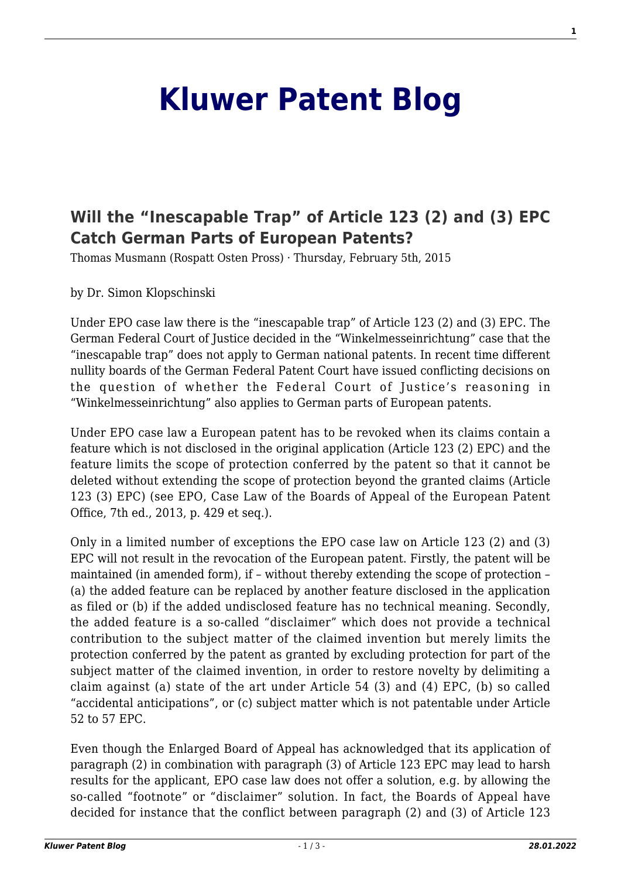# Kluwer Patent Blog

## Will the "Inescapable Trap" of Article 123 (2) and (3) EPC Catch German Parts of European Patents?

Thomas Musmann (Rospatt Osten Pross) · Thursday, February 5th, 2015

by Dr. Simon Klopschinski

Under EPO case law there is the "inescapable trap" of Article 123 (2) and (3) EPC. The German Federal Court of Justice decided in the "Winkelmesseinrichtung" case that the "inescapable trap" does not apply to German national patents. In recent time different nullity boards of the German Federal Patent Court have issued conflicting decisions on the question of whether the Federal Court of Justice's reasoning in "Winkelmesseinrichtung" also applies to German parts of European patents.

Under EPO case law a European patent has to be revoked when its claims contain a feature which is not disclosed in the original application (Article 123 (2) EPC) and the feature limits the scope of protection conferred by the patent so that it cannot be deleted without extending the scope of protection beyond the granted claims (Article 123 (3) EPC) (see EPO, Case Law of the Boards of Appeal of the European Patent Office, 7th ed., 2013, p. 429 et seq.).

Only in a limited number of exceptions the EPO case law on Article 123 (2) and (3) EPC will not result in the revocation of the European patent. Firstly, the patent will be maintained (in amended form), if – without thereby extending the scope of protection – (a) the added feature can be replaced by another feature disclosed in the application as filed or (b) if the added undisclosed feature has no technical meaning. Secondly, the added feature is a so-called "disclaimer" which does not provide a technical contribution to the subject matter of the claimed invention but merely limits the protection conferred by the patent as granted by excluding protection for part of the subject matter of the claimed invention, in order to restore novelty by delimiting a claim against (a) state of the art under Article 54 (3) and (4) EPC, (b) so called "accidental anticipations", or (c) subject matter which is not patentable under Article 52 to 57 EPC.

Even though the Enlarged Board of Appeal has acknowledged that its application of paragraph (2) in combination with paragraph (3) of Article 123 EPC may lead to harsh results for the applicant, EPO case law does not offer a solution, e.g. by allowing the so-called "footnote" or "disclaimer" solution. In fact, the Boards of Appeal have decided for instance that the conflict between paragraph (2) and (3) of Article 123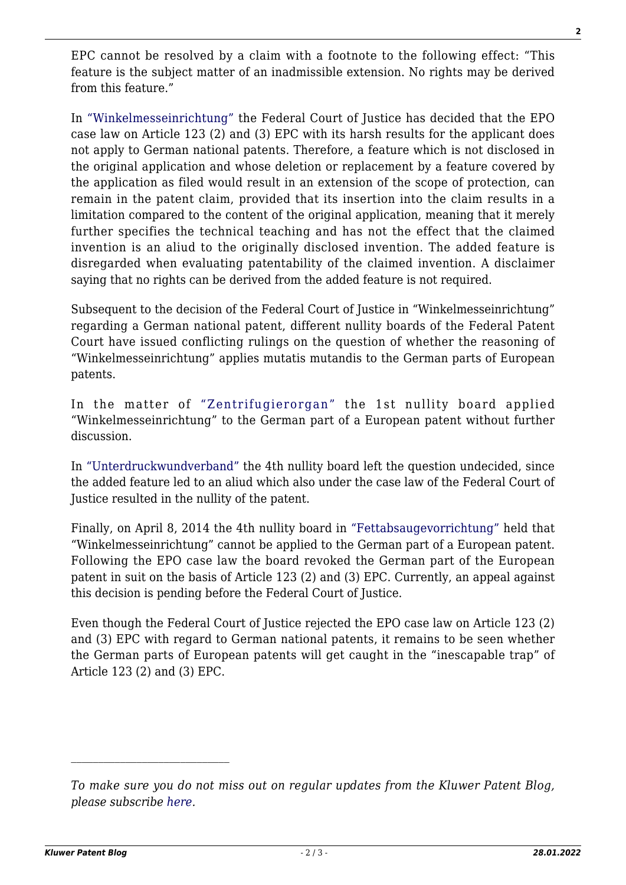EPC cannot be resolved by a claim with a footnote to the following effect: "This feature is the subject matter of an inadmissible extension. No rights may be derived from this feature."

In "Winkelmesseinrichtung" the Federal Court of Justice has decided that the EPO case law on Article 123 (2) and (3) EPC with its harsh results for the applicant does not apply to German national patents. Therefore, a feature which is not disclosed in the original application and whose deletion or replacement by a feature covered by the application as filed would result in an extension of the scope of protection, can remain in the patent claim, provided that its insertion into the claim results in a limitation compared to the content of the original application, meaning that it merely further specifies the technical teaching and has not the effect that the claimed invention is an aliud to the originally disclosed invention. The added feature is disregarded when evaluating patentability of the claimed invention. A disclaimer saying that no rights can be derived from the added feature is not required.

Subsequent to the decision of the Federal Court of Justice in "Winkelmesseinrichtung" regarding a German national patent, different nullity boards of the Federal Patent Court have issued conflicting rulings on the question of whether the reasoning of "Winkelmesseinrichtung" applies mutatis mutandis to the German parts of European patents.

In the matter of "Zentrifugierorgan" the 1st nullity board applied "Winkelmesseinrichtung" to the German part of a European patent without further discussion.

In "Unterdruckwundverband" the 4th nullity board left the question undecided, since the added feature led to an aliud which also under the case law of the Federal Court of Justice resulted in the nullity of the patent.

Finally, on April 8, 2014 the 4th nullity board in "Fettabsaugevorrichtung" held that "Winkelmesseinrichtung" cannot be applied to the German part of a European patent. Following the EPO case law the board revoked the German part of the European patent in suit on the basis of Article 123 (2) and (3) EPC. Currently, an appeal against this decision is pending before the Federal Court of Justice.

Even though the Federal Court of Justice rejected the EPO case law on Article 123 (2) and (3) EPC with regard to German national patents, it remains to be seen whether the German parts of European patents will get caught in the "inescapable trap" of Article 123 (2) and (3) EPC.

---

*To make sure you do not miss out on regular updates from the Kluwer Patent Blog, please subscribe here.*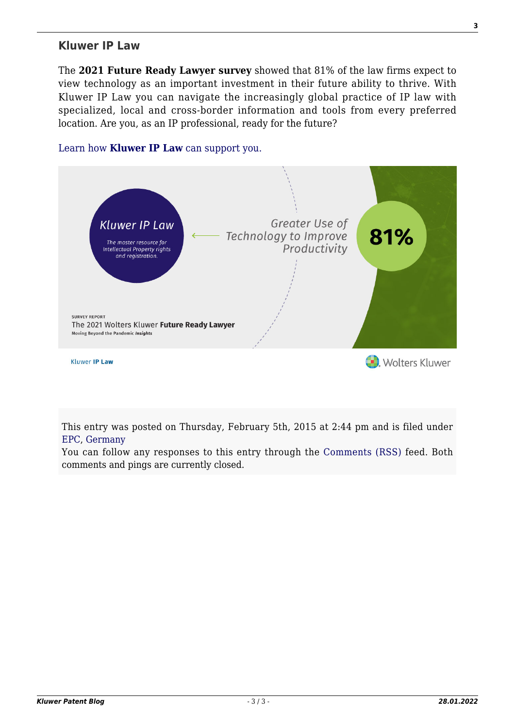## Kluwer IP Law

The **2021 Future Ready Lawyer survey** showed that 81% of the law firms expect to view technology as an important investment in their future ability to thrive. With Kluwer IP Law you can navigate the increasingly global practice of IP law with specialized, local and cross-border information and tools from every preferred location. Are you, as an IP professional, ready for the future?

Learn how **Kluwer IP Law** can support you.

Kluwer IP Law

The master resource for Intellectual Property rights and registration.

Greater Use of Technology to Improve Productivity

81%

SURVEY REPORT

The 2021 Wolters Kluwer **Future Ready Lawyer**

Moving Beyond the Pandemic *Insights*

Kluwer **IP Law**

Wolters Kluwer

This entry was posted on Thursday, February 5th, 2015 at 2:44 pm and is filed under EPC, Germany

You can follow any responses to this entry through the Comments (RSS) feed. Both comments and pings are currently closed.